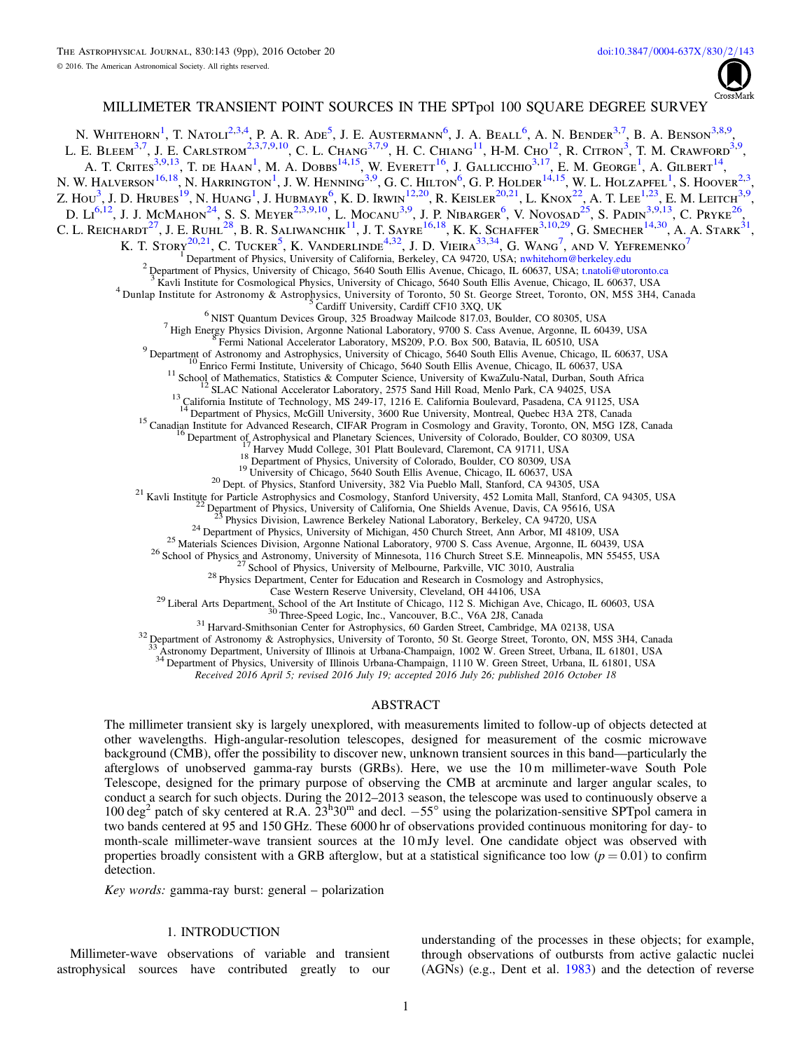# MILLIMETER TRANSIENT POINT SOURCES IN THE SPTpol 100 SQUARE DEGREE SURVEY

N. Whitehorn[1], T. Natoli[2,3,4], P. A. R. Ade[5], J. E. Austermann[6], J. A. Beall[6], A. N. Bender[3,7], B. A. Benson[3,8,9], L. E. Bleem[3,7], J. E. Carlstrom[2,3,7,9,10], C. L. Chang[3,7,9], H. C. Chiang[11], H-M. Cho[12], R. Citron[3], T. M. Crawford[3,9], A. T. Crites[3,9,13], T. de Haan[1], M. A. Dobbs[14,15], W. Everett[16], J. Gallicchio[3,17], E. M. George[1], A. Gilbert[14], N. W. Halverson[16,18], N. Harrington[1], J. W. Henning[3,9], G. C. Hilton[6], G. P. Holder[14,15], W. L. Holzapfel[1], S. Hoover[2,3], Z. Hou[3], J. D. Hrubes[19], N. Huang[1], J. Hubmayr[6], K. D. Irwin[12,20], R. Keisler[20,21], L. Knox[22], A. T. Lee[1,23], E. M. Leitch[3,9], D. Li[6,12], J. J. McMahon[24], S. S. Meyer[2,3,9,10], L. Mocanu[3,9], J. P. Nibarger[6], V. Novosad[25], S. Padin[3,9,13], C. Pryke[26], C. L. Reichardt[27], J. E. Ruhl[28], B. R. Saliwanchik[11], J. T. Sayre[16,18], K. K. Schaffer[3,10,29], G. Smecher[14,30], A. A. Stark[31], K. T. Story[20,21], C. Tucker[5], K. Vanderlinde[4,32], J. D. Vieira[33,34], G. Wang[7], and V. Yefremenko[7]

[1] Department of Physics, University of California, Berkeley, CA 94720, USA; nwhitehorn@berkeley.edu
[2] Department of Physics, University of Chicago, 5640 South Ellis Avenue, Chicago, IL 60637, USA; t.natoli@utoronto.ca
[3] Kavli Institute for Cosmological Physics, University of Chicago, 5640 South Ellis Avenue, Chicago, IL 60637, USA
[4] Dunlap Institute for Astronomy & Astrophysics, University of Toronto, 50 St. George Street, Toronto, ON, M5S 3H4, Canada
[5] Cardiff University, Cardiff CF10 3XQ, UK
[6] NIST Quantum Devices Group, 325 Broadway Mailcode 817.03, Boulder, CO 80305, USA
[7] High Energy Physics Division, Argonne National Laboratory, 9700 S. Cass Avenue, Argonne, IL 60439, USA
[8] Fermi National Accelerator Laboratory, MS209, P.O. Box 500, Batavia, IL 60510, USA
[9] Department of Astronomy and Astrophysics, University of Chicago, 5640 South Ellis Avenue, Chicago, IL 60637, USA
[10] Enrico Fermi Institute, University of Chicago, 5640 South Ellis Avenue, Chicago, IL 60637, USA
[11] School of Mathematics, Statistics & Computer Science, University of KwaZulu-Natal, Durban, South Africa
[12] SLAC National Accelerator Laboratory, 2575 Sand Hill Road, Menlo Park, CA 94025, USA
[13] California Institute of Technology, MS 249-17, 1216 E. California Boulevard, Pasadena, CA 91125, USA
[14] Department of Physics, McGill University, 3600 Rue University, Montreal, Quebec H3A 2T8, Canada
[15] Canadian Institute for Advanced Research, CIFAR Program in Cosmology and Gravity, Toronto, ON, M5G 1Z8, Canada
[16] Department of Astrophysical and Planetary Sciences, University of Colorado, Boulder, CO 80309, USA
[17] Harvey Mudd College, 301 Platt Boulevard, Claremont, CA 91711, USA
[18] Department of Physics, University of Colorado, Boulder, CO 80309, USA
[19] University of Chicago, 5640 South Ellis Avenue, Chicago, IL 60637, USA
[20] Dept. of Physics, Stanford University, 382 Via Pueblo Mall, Stanford, CA 94305, USA
[21] Kavli Institute for Particle Astrophysics and Cosmology, Stanford University, 452 Lomita Mall, Stanford, CA 94305, USA
[22] Department of Physics, University of California, One Shields Avenue, Davis, CA 95616, USA
[23] Physics Division, Lawrence Berkeley National Laboratory, Berkeley, CA 94720, USA
[24] Department of Physics, University of Michigan, 450 Church Street, Ann Arbor, MI 48109, USA
[25] Materials Sciences Division, Argonne National Laboratory, 9700 S. Cass Avenue, Argonne, IL 60439, USA
[26] School of Physics and Astronomy, University of Minnesota, 116 Church Street S.E. Minneapolis, MN 55455, USA
[27] School of Physics, University of Melbourne, Parkville, VIC 3010, Australia
[28] Physics Department, Center for Education and Research in Cosmology and Astrophysics, Case Western Reserve University, Cleveland, OH 44106, USA
[29] Liberal Arts Department, School of the Art Institute of Chicago, 112 S. Michigan Ave, Chicago, IL 60603, USA
[30] Three-Speed Logic, Inc., Vancouver, B.C., V6A 2J8, Canada
[31] Harvard-Smithsonian Center for Astrophysics, 60 Garden Street, Cambridge, MA 02138, USA
[32] Department of Astronomy & Astrophysics, University of Toronto, 50 St. George Street, Toronto, ON, M5S 3H4, Canada
[33] Astronomy Department, University of Illinois at Urbana-Champaign, 1002 W. Green Street, Urbana, IL 61801, USA
[34] Department of Physics, University of Illinois Urbana-Champaign, 1110 W. Green Street, Urbana, IL 61801, USA

*Received 2016 April 5; revised 2016 July 19; accepted 2016 July 26; published 2016 October 18*

## ABSTRACT

The millimeter transient sky is largely unexplored, with measurements limited to follow-up of objects detected at other wavelengths. High-angular-resolution telescopes, designed for measurement of the cosmic microwave background (CMB), offer the possibility to discover new, unknown transient sources in this band—particularly the afterglows of unobserved gamma-ray bursts (GRBs). Here, we use the 10 m millimeter-wave South Pole Telescope, designed for the primary purpose of observing the CMB at arcminute and larger angular scales, to conduct a search for such objects. During the 2012–2013 season, the telescope was used to continuously observe a 100 deg$^2$ patch of sky centered at R.A. $23^h30^m$ and decl. $-55°$ using the polarization-sensitive SPTpol camera in two bands centered at 95 and 150 GHz. These 6000 hr of observations provided continuous monitoring for day- to month-scale millimeter-wave transient sources at the 10 mJy level. One candidate object was observed with properties broadly consistent with a GRB afterglow, but at a statistical significance too low ($p = 0.01$) to confirm detection.

*Key words:* gamma-ray burst: general – polarization

## 1. INTRODUCTION

Millimeter-wave observations of variable and transient astrophysical sources have contributed greatly to our understanding of the processes in these objects; for example, through observations of outbursts from active galactic nuclei (AGNs) (e.g., Dent et al. 1983) and the detection of reverse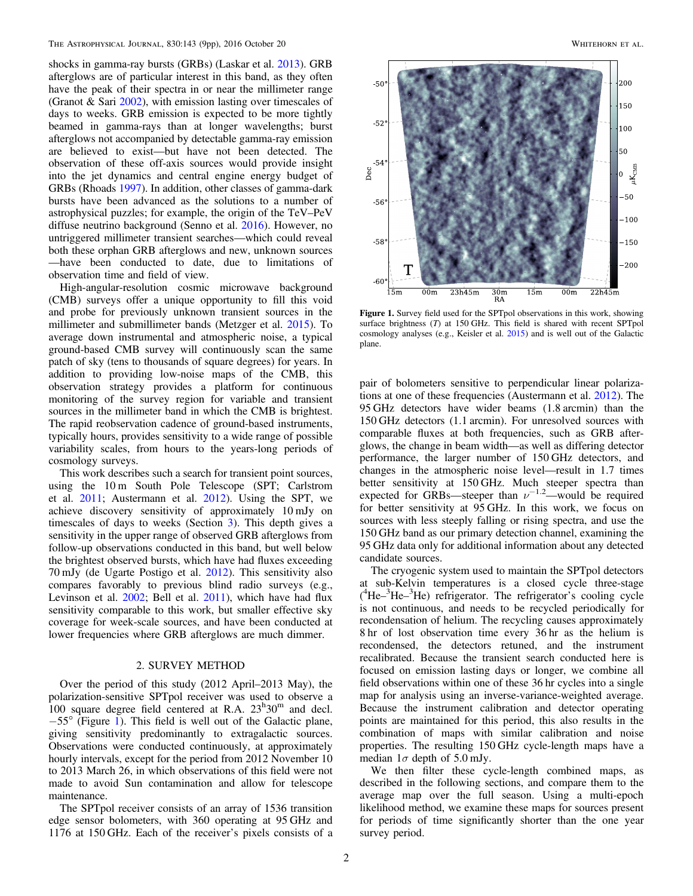shocks in gamma-ray bursts (GRBs) (Laskar et al. 2013). GRB afterglows are of particular interest in this band, as they often have the peak of their spectra in or near the millimeter range (Granot & Sari 2002), with emission lasting over timescales of days to weeks. GRB emission is expected to be more tightly beamed in gamma-rays than at longer wavelengths; burst afterglows not accompanied by detectable gamma-ray emission are believed to exist—but have not been detected. The observation of these off-axis sources would provide insight into the jet dynamics and central engine energy budget of GRBs (Rhoads 1997). In addition, other classes of gamma-dark bursts have been advanced as the solutions to a number of astrophysical puzzles; for example, the origin of the TeV–PeV diffuse neutrino background (Senno et al. 2016). However, no untriggered millimeter transient searches—which could reveal both these orphan GRB afterglows and new, unknown sources—have been conducted to date, due to limitations of observation time and field of view.

High-angular-resolution cosmic microwave background (CMB) surveys offer a unique opportunity to fill this void and probe for previously unknown transient sources in the millimeter and submillimeter bands (Metzger et al. 2015). To average down instrumental and atmospheric noise, a typical ground-based CMB survey will continuously scan the same patch of sky (tens to thousands of square degrees) for years. In addition to providing low-noise maps of the CMB, this observation strategy provides a platform for continuous monitoring of the survey region for variable and transient sources in the millimeter band in which the CMB is brightest. The rapid reobservation cadence of ground-based instruments, typically hours, provides sensitivity to a wide range of possible variability scales, from hours to the years-long periods of cosmology surveys.

This work describes such a search for transient point sources, using the 10 m South Pole Telescope (SPT; Carlstrom et al. 2011; Austermann et al. 2012). Using the SPT, we achieve discovery sensitivity of approximately 10 mJy on timescales of days to weeks (Section 3). This depth gives a sensitivity in the upper range of observed GRB afterglows from follow-up observations conducted in this band, but well below the brightest observed bursts, which have had fluxes exceeding 70 mJy (de Ugarte Postigo et al. 2012). This sensitivity also compares favorably to previous blind radio surveys (e.g., Levinson et al. 2002; Bell et al. 2011), which have had flux sensitivity comparable to this work, but smaller effective sky coverage for week-scale sources, and have been conducted at lower frequencies where GRB afterglows are much dimmer.

## 2. SURVEY METHOD

Over the period of this study (2012 April–2013 May), the polarization-sensitive SPTpol receiver was used to observe a 100 square degree field centered at R.A. $23^{\mathrm{h}}30^{\mathrm{m}}$ and decl. $-55°$ (Figure 1). This field is well out of the Galactic plane, giving sensitivity predominantly to extragalactic sources. Observations were conducted continuously, at approximately hourly intervals, except for the period from 2012 November 10 to 2013 March 26, in which observations of this field were not made to avoid Sun contamination and allow for telescope maintenance.

The SPTpol receiver consists of an array of 1536 transition edge sensor bolometers, with 360 operating at 95 GHz and 1176 at 150 GHz. Each of the receiver's pixels consists of a pair of bolometers sensitive to perpendicular linear polarizations at one of these frequencies (Austermann et al. 2012). The 95 GHz detectors have wider beams (1.8 arcmin) than the 150 GHz detectors (1.1 arcmin). For unresolved sources with comparable fluxes at both frequencies, such as GRB afterglows, the change in beam width—as well as differing detector performance, the larger number of 150 GHz detectors, and changes in the atmospheric noise level—result in 1.7 times better sensitivity at 150 GHz. Much steeper spectra than expected for GRBs—steeper than $\nu^{-1.2}$—would be required for better sensitivity at 95 GHz. In this work, we focus on sources with less steeply falling or rising spectra, and use the 150 GHz band as our primary detection channel, examining the 95 GHz data only for additional information about any detected candidate sources.

Figure 1. Survey field used for the SPTpol observations in this work, showing surface brightness ($T$) at 150 GHz. This field is shared with recent SPTpol cosmology analyses (e.g., Keisler et al. 2015) and is well out of the Galactic plane.

The cryogenic system used to maintain the SPTpol detectors at sub-Kelvin temperatures is a closed cycle three-stage ($^4$He–$^3$He–$^3$He) refrigerator. The refrigerator's cooling cycle is not continuous, and needs to be recycled periodically for recondensation of helium. The recycling causes approximately 8 hr of lost observation time every 36 hr as the helium is recondensed, the detectors retuned, and the instrument recalibrated. Because the transient search conducted here is focused on emission lasting days or longer, we combine all field observations within one of these 36 hr cycles into a single map for analysis using an inverse-variance-weighted average. Because the instrument calibration and detector operating points are maintained for this period, this also results in the combination of maps with similar calibration and noise properties. The resulting 150 GHz cycle-length maps have a median $1\sigma$ depth of 5.0 mJy.

We then filter these cycle-length combined maps, as described in the following sections, and compare them to the average map over the full season. Using a multi-epoch likelihood method, we examine these maps for sources present for periods of time significantly shorter than the one year survey period.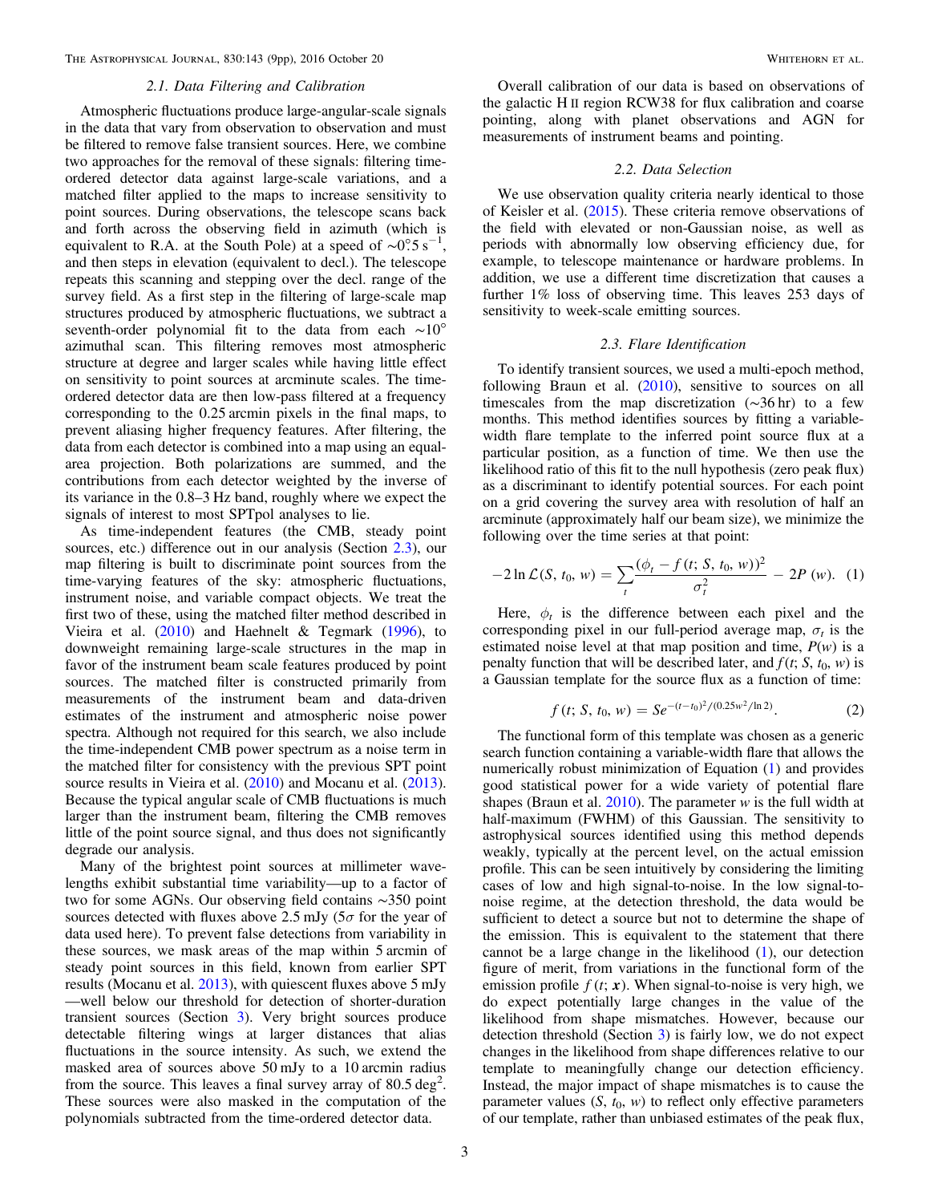### 2.1. Data Filtering and Calibration

Atmospheric fluctuations produce large-angular-scale signals in the data that vary from observation to observation and must be filtered to remove false transient sources. Here, we combine two approaches for the removal of these signals: filtering time-ordered detector data against large-scale variations, and a matched filter applied to the maps to increase sensitivity to point sources. During observations, the telescope scans back and forth across the observing field in azimuth (which is equivalent to R.A. at the South Pole) at a speed of $\sim 0.^{\circ}5\ \mathrm{s}^{-1}$, and then steps in elevation (equivalent to decl.). The telescope repeats this scanning and stepping over the decl. range of the survey field. As a first step in the filtering of large-scale map structures produced by atmospheric fluctuations, we subtract a seventh-order polynomial fit to the data from each $\sim 10^{\circ}$ azimuthal scan. This filtering removes most atmospheric structure at degree and larger scales while having little effect on sensitivity to point sources at arcminute scales. The time-ordered detector data are then low-pass filtered at a frequency corresponding to the 0.25 arcmin pixels in the final maps, to prevent aliasing higher frequency features. After filtering, the data from each detector is combined into a map using an equal-area projection. Both polarizations are summed, and the contributions from each detector weighted by the inverse of its variance in the 0.8–3 Hz band, roughly where we expect the signals of interest to most SPTpol analyses to lie.

As time-independent features (the CMB, steady point sources, etc.) difference out in our analysis (Section 2.3), our map filtering is built to discriminate point sources from the time-varying features of the sky: atmospheric fluctuations, instrument noise, and variable compact objects. We treat the first two of these, using the matched filter method described in Vieira et al. (2010) and Haehnelt & Tegmark (1996), to downweight remaining large-scale structures in the map in favor of the instrument beam scale features produced by point sources. The matched filter is constructed primarily from measurements of the instrument beam and data-driven estimates of the instrument and atmospheric noise power spectra. Although not required for this search, we also include the time-independent CMB power spectrum as a noise term in the matched filter for consistency with the previous SPT point source results in Vieira et al. (2010) and Mocanu et al. (2013). Because the typical angular scale of CMB fluctuations is much larger than the instrument beam, filtering the CMB removes little of the point source signal, and thus does not significantly degrade our analysis.

Many of the brightest point sources at millimeter wavelengths exhibit substantial time variability—up to a factor of two for some AGNs. Our observing field contains $\sim 350$ point sources detected with fluxes above 2.5 mJy ($5\sigma$ for the year of data used here). To prevent false detections from variability in these sources, we mask areas of the map within 5 arcmin of steady point sources in this field, known from earlier SPT results (Mocanu et al. 2013), with quiescent fluxes above 5 mJy —well below our threshold for detection of shorter-duration transient sources (Section 3). Very bright sources produce detectable filtering wings at larger distances that alias fluctuations in the source intensity. As such, we extend the masked area of sources above 50 mJy to a 10 arcmin radius from the source. This leaves a final survey array of 80.5 $\mathrm{deg}^2$. These sources were also masked in the computation of the polynomials subtracted from the time-ordered detector data.

Overall calibration of our data is based on observations of the galactic H II region RCW38 for flux calibration and coarse pointing, along with planet observations and AGN for measurements of instrument beams and pointing.

### 2.2. Data Selection

We use observation quality criteria nearly identical to those of Keisler et al. (2015). These criteria remove observations of the field with elevated or non-Gaussian noise, as well as periods with abnormally low observing efficiency due, for example, to telescope maintenance or hardware problems. In addition, we use a different time discretization that causes a further 1% loss of observing time. This leaves 253 days of sensitivity to week-scale emitting sources.

### 2.3. Flare Identification

To identify transient sources, we used a multi-epoch method, following Braun et al. (2010), sensitive to sources on all timescales from the map discretization ($\sim 36$ hr) to a few months. This method identifies sources by fitting a variable-width flare template to the inferred point source flux at a particular position, as a function of time. We then use the likelihood ratio of this fit to the null hypothesis (zero peak flux) as a discriminant to identify potential sources. For each point on a grid covering the survey area with resolution of half an arcminute (approximately half our beam size), we minimize the following over the time series at that point:

$$-2\ln\mathcal{L}(S,\,t_0,\,w) = \sum_t \frac{(\phi_t - f(t;\,S,\,t_0,\,w))^2}{\sigma_t^2} - 2P(w). \quad (1)$$

Here, $\phi_t$ is the difference between each pixel and the corresponding pixel in our full-period average map, $\sigma_t$ is the estimated noise level at that map position and time, $P(w)$ is a penalty function that will be described later, and $f(t;\,S,\,t_0,\,w)$ is a Gaussian template for the source flux as a function of time:

$$f(t;\,S,\,t_0,\,w) = Se^{-(t-t_0)^2/(0.25w^2/\ln 2)}. \quad (2)$$

The functional form of this template was chosen as a generic search function containing a variable-width flare that allows the numerically robust minimization of Equation (1) and provides good statistical power for a wide variety of potential flare shapes (Braun et al. 2010). The parameter $w$ is the full width at half-maximum (FWHM) of this Gaussian. The sensitivity to astrophysical sources identified using this method depends weakly, typically at the percent level, on the actual emission profile. This can be seen intuitively by considering the limiting cases of low and high signal-to-noise. In the low signal-to-noise regime, at the detection threshold, the data would be sufficient to detect a source but not to determine the shape of the emission. This is equivalent to the statement that there cannot be a large change in the likelihood (1), our detection figure of merit, from variations in the functional form of the emission profile $f(t;\,\boldsymbol{x})$. When signal-to-noise is very high, we do expect potentially large changes in the value of the likelihood from shape mismatches. However, because our detection threshold (Section 3) is fairly low, we do not expect changes in the likelihood from shape differences relative to our template to meaningfully change our detection efficiency. Instead, the major impact of shape mismatches is to cause the parameter values ($S$, $t_0$, $w$) to reflect only effective parameters of our template, rather than unbiased estimates of the peak flux,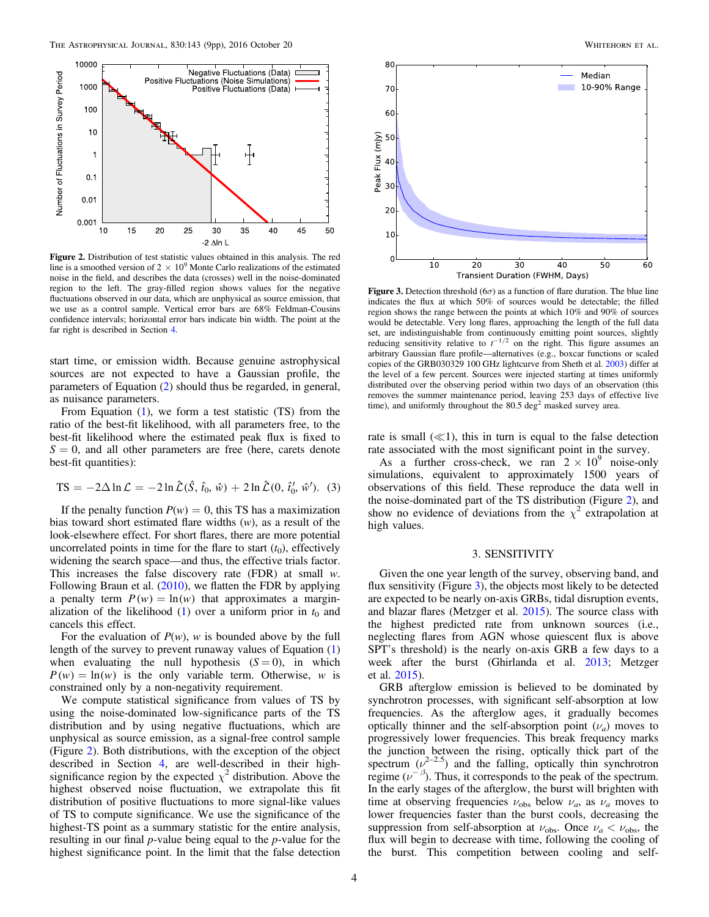**Figure 2.** Distribution of test statistic values obtained in this analysis. The red line is a smoothed version of $2 \times 10^9$ Monte Carlo realizations of the estimated noise in the field, and describes the data (crosses) well in the noise-dominated region to the left. The gray-filled region shows values for the negative fluctuations observed in our data, which are unphysical as source emission, that we use as a control sample. Vertical error bars are 68% Feldman-Cousins confidence intervals; horizontal error bars indicate bin width. The point at the far right is described in Section 4.

start time, or emission width. Because genuine astrophysical sources are not expected to have a Gaussian profile, the parameters of Equation (2) should thus be regarded, in general, as nuisance parameters.

From Equation (1), we form a test statistic (TS) from the ratio of the best-fit likelihood, with all parameters free, to the best-fit likelihood where the estimated peak flux is fixed to $S = 0$, and all other parameters are free (here, carets denote best-fit quantities):

$$\mathrm{TS} = -2\Delta \ln \mathcal{L} = -2 \ln \hat{\mathcal{L}}(\hat{S}, \hat{t}_0, \hat{w}) + 2 \ln \hat{\mathcal{L}}(0, \hat{t}_0', \hat{w}'). \quad (3)$$

If the penalty function $P(w) = 0$, this TS has a maximization bias toward short estimated flare widths ($w$), as a result of the look-elsewhere effect. For short flares, there are more potential uncorrelated points in time for the flare to start ($t_0$), effectively widening the search space—and thus, the effective trials factor. This increases the false discovery rate (FDR) at small $w$. Following Braun et al. (2010), we flatten the FDR by applying a penalty term $P(w) = \ln(w)$ that approximates a marginalization of the likelihood (1) over a uniform prior in $t_0$ and cancels this effect.

For the evaluation of $P(w)$, $w$ is bounded above by the full length of the survey to prevent runaway values of Equation (1) when evaluating the null hypothesis ($S = 0$), in which $P(w) = \ln(w)$ is the only variable term. Otherwise, $w$ is constrained only by a non-negativity requirement.

We compute statistical significance from values of TS by using the noise-dominated low-significance parts of the TS distribution and by using negative fluctuations, which are unphysical as source emission, as a signal-free control sample (Figure 2). Both distributions, with the exception of the object described in Section 4, are well-described in their high-significance region by the expected $\chi^2$ distribution. Above the highest observed noise fluctuation, we extrapolate this fit distribution of positive fluctuations to more signal-like values of TS to compute significance. We use the significance of the highest-TS point as a summary statistic for the entire analysis, resulting in our final $p$-value being equal to the $p$-value for the highest significance point. In the limit that the false detection rate is small ($\ll$1), this in turn is equal to the false detection rate associated with the most significant point in the survey.

As a further cross-check, we ran $2 \times 10^9$ noise-only simulations, equivalent to approximately 1500 years of observations of this field. These reproduce the data well in the noise-dominated part of the TS distribution (Figure 2), and show no evidence of deviations from the $\chi^2$ extrapolation at high values.

**Figure 3.** Detection threshold ($6\sigma$) as a function of flare duration. The blue line indicates the flux at which 50% of sources would be detectable; the filled region shows the range between the points at which 10% and 90% of sources would be detectable. Very long flares, approaching the length of the full data set, are indistinguishable from continuously emitting point sources, slightly reducing sensitivity relative to $t^{-1/2}$ on the right. This figure assumes an arbitrary Gaussian flare profile—alternatives (e.g., boxcar functions or scaled copies of the GRB030329 100 GHz lightcurve from Sheth et al. 2003) differ at the level of a few percent. Sources were injected starting at times uniformly distributed over the observing period within two days of an observation (this removes the summer maintenance period, leaving 253 days of effective live time), and uniformly throughout the 80.5 deg$^2$ masked survey area.

## 3. SENSITIVITY

Given the one year length of the survey, observing band, and flux sensitivity (Figure 3), the objects most likely to be detected are expected to be nearly on-axis GRBs, tidal disruption events, and blazar flares (Metzger et al. 2015). The source class with the highest predicted rate from unknown sources (i.e., neglecting flares from AGN whose quiescent flux is above SPT's threshold) is the nearly on-axis GRB a few days to a week after the burst (Ghirlanda et al. 2013; Metzger et al. 2015).

GRB afterglow emission is believed to be dominated by synchrotron processes, with significant self-absorption at low frequencies. As the afterglow ages, it gradually becomes optically thinner and the self-absorption point ($\nu_a$) moves to progressively lower frequencies. This break frequency marks the junction between the rising, optically thick part of the spectrum ($\nu^{2\text{–}2.5}$) and the falling, optically thin synchrotron regime ($\nu^{-\beta}$). Thus, it corresponds to the peak of the spectrum. In the early stages of the afterglow, the burst will brighten with time at observing frequencies $\nu_{\mathrm{obs}}$ below $\nu_a$, as $\nu_a$ moves to lower frequencies faster than the burst cools, decreasing the suppression from self-absorption at $\nu_{\mathrm{obs}}$. Once $\nu_a < \nu_{\mathrm{obs}}$, the flux will begin to decrease with time, following the cooling of the burst. This competition between cooling and self-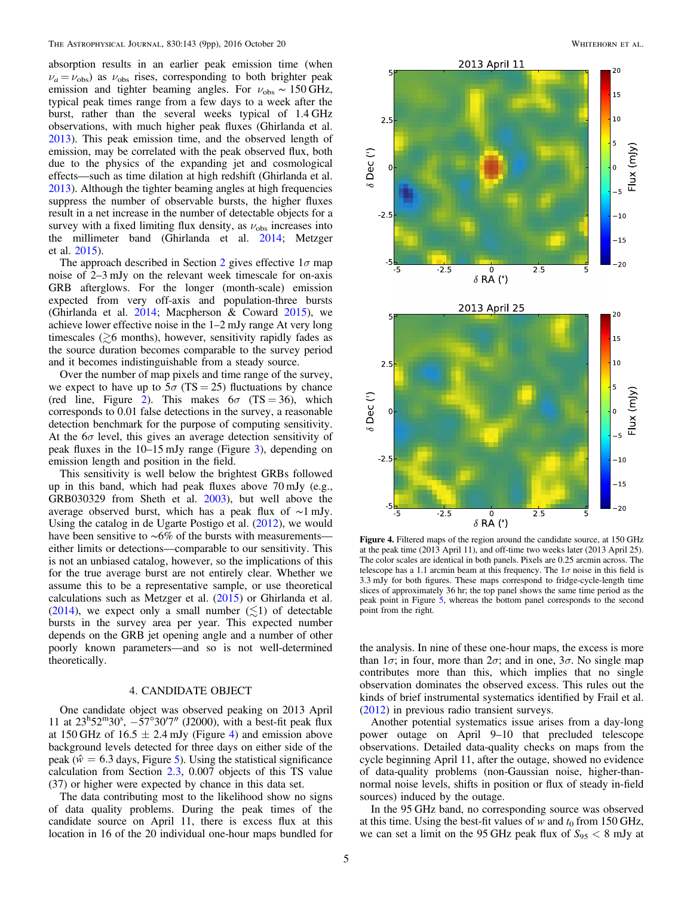absorption results in an earlier peak emission time (when $\nu_a = \nu_{\rm obs}$) as $\nu_{\rm obs}$ rises, corresponding to both brighter peak emission and tighter beaming angles. For $\nu_{\rm obs} \sim 150$ GHz, typical peak times range from a few days to a week after the burst, rather than the several weeks typical of 1.4 GHz observations, with much higher peak fluxes (Ghirlanda et al. 2013). This peak emission time, and the observed length of emission, may be correlated with the peak observed flux, both due to the physics of the expanding jet and cosmological effects—such as time dilation at high redshift (Ghirlanda et al. 2013). Although the tighter beaming angles at high frequencies suppress the number of observable bursts, the higher fluxes result in a net increase in the number of detectable objects for a survey with a fixed limiting flux density, as $\nu_{\rm obs}$ increases into the millimeter band (Ghirlanda et al. 2014; Metzger et al. 2015).

The approach described in Section 2 gives effective $1\sigma$ map noise of 2–3 mJy on the relevant week timescale for on-axis GRB afterglows. For the longer (month-scale) emission expected from very off-axis and population-three bursts (Ghirlanda et al. 2014; Macpherson & Coward 2015), we achieve lower effective noise in the 1–2 mJy range At very long timescales ($\gtrsim$6 months), however, sensitivity rapidly fades as the source duration becomes comparable to the survey period and it becomes indistinguishable from a steady source.

Over the number of map pixels and time range of the survey, we expect to have up to $5\sigma$ (TS = 25) fluctuations by chance (red line, Figure 2). This makes $6\sigma$ (TS = 36), which corresponds to 0.01 false detections in the survey, a reasonable detection benchmark for the purpose of computing sensitivity. At the $6\sigma$ level, this gives an average detection sensitivity of peak fluxes in the 10–15 mJy range (Figure 3), depending on emission length and position in the field.

This sensitivity is well below the brightest GRBs followed up in this band, which had peak fluxes above 70 mJy (e.g., GRB030329 from Sheth et al. 2003), but well above the average observed burst, which has a peak flux of ~1 mJy. Using the catalog in de Ugarte Postigo et al. (2012), we would have been sensitive to ~6% of the bursts with measurements—either limits or detections—comparable to our sensitivity. This is not an unbiased catalog, however, so the implications of this for the true average burst are not entirely clear. Whether we assume this to be a representative sample, or use theoretical calculations such as Metzger et al. (2015) or Ghirlanda et al. (2014), we expect only a small number ($\lesssim$1) of detectable bursts in the survey area per year. This expected number depends on the GRB jet opening angle and a number of other poorly known parameters—and so is not well-determined theoretically.

## 4. CANDIDATE OBJECT

One candidate object was observed peaking on 2013 April 11 at $23^{\rm h}52^{\rm m}30^{\rm s}$, $-57°30'7''$ (J2000), with a best-fit peak flux at 150 GHz of $16.5 \pm 2.4$ mJy (Figure 4) and emission above background levels detected for three days on either side of the peak ($\hat{w} = 6.3$ days, Figure 5). Using the statistical significance calculation from Section 2.3, 0.007 objects of this TS value (37) or higher were expected by chance in this data set.

The data contributing most to the likelihood show no signs of data quality problems. During the peak times of the candidate source on April 11, there is excess flux at this location in 16 of the 20 individual one-hour maps bundled for the analysis. In nine of these one-hour maps, the excess is more than $1\sigma$; in four, more than $2\sigma$; and in one, $3\sigma$. No single map contributes more than this, which implies that no single observation dominates the observed excess. This rules out the kinds of brief instrumental systematics identified by Frail et al. (2012) in previous radio transient surveys.

Another potential systematics issue arises from a day-long power outage on April 9–10 that precluded telescope observations. Detailed data-quality checks on maps from the cycle beginning April 11, after the outage, showed no evidence of data-quality problems (non-Gaussian noise, higher-than-normal noise levels, shifts in position or flux of steady in-field sources) induced by the outage.

In the 95 GHz band, no corresponding source was observed at this time. Using the best-fit values of $w$ and $t_0$ from 150 GHz, we can set a limit on the 95 GHz peak flux of $S_{95} < 8$ mJy at

**Figure 4.** Filtered maps of the region around the candidate source, at 150 GHz at the peak time (2013 April 11), and off-time two weeks later (2013 April 25). The color scales are identical in both panels. Pixels are 0.25 arcmin across. The telescope has a 1.1 arcmin beam at this frequency. The $1\sigma$ noise in this field is 3.3 mJy for both figures. These maps correspond to fridge-cycle-length time slices of approximately 36 hr; the top panel shows the same time period as the peak point in Figure 5, whereas the bottom panel corresponds to the second point from the right.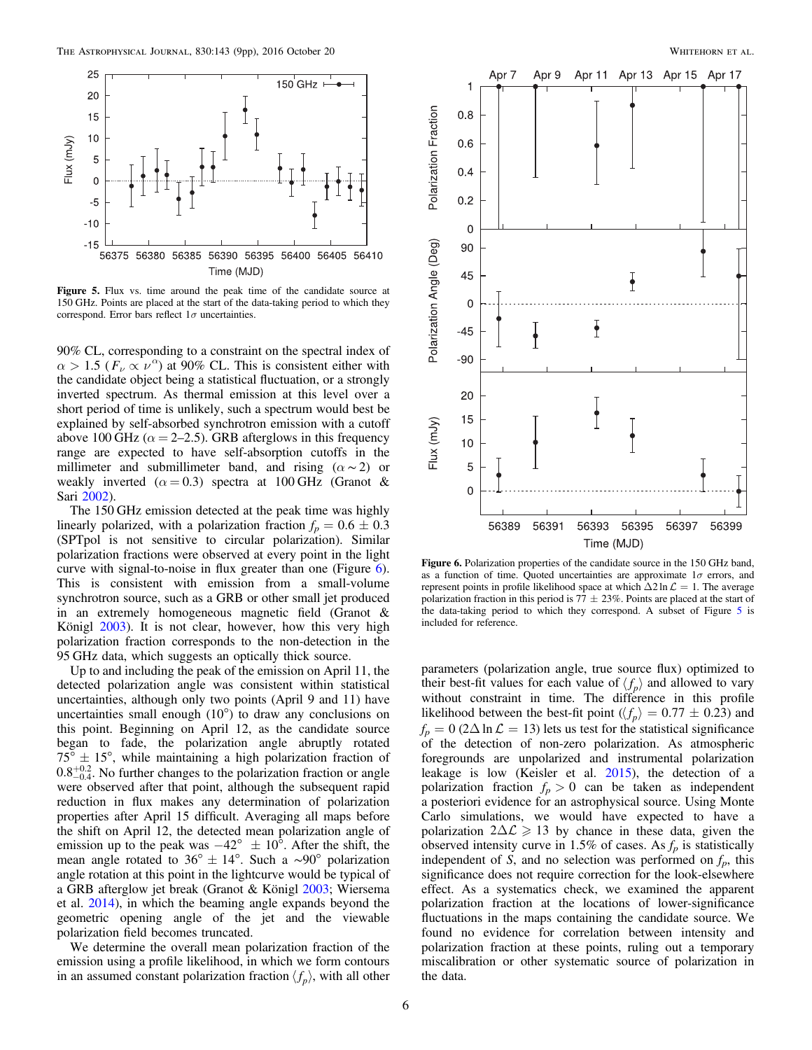Figure 5. Flux vs. time around the peak time of the candidate source at 150 GHz. Points are placed at the start of the data-taking period to which they correspond. Error bars reflect $1\sigma$ uncertainties.

90% CL, corresponding to a constraint on the spectral index of $\alpha > 1.5$ ($F_\nu \propto \nu^\alpha$) at 90% CL. This is consistent either with the candidate object being a statistical fluctuation, or a strongly inverted spectrum. As thermal emission at this level over a short period of time is unlikely, such a spectrum would best be explained by self-absorbed synchrotron emission with a cutoff above 100 GHz ($\alpha = 2$–$2.5$). GRB afterglows in this frequency range are expected to have self-absorption cutoffs in the millimeter and submillimeter band, and rising ($\alpha \sim 2$) or weakly inverted ($\alpha = 0.3$) spectra at 100 GHz (Granot & Sari 2002).

The 150 GHz emission detected at the peak time was highly linearly polarized, with a polarization fraction $f_p = 0.6 \pm 0.3$ (SPTpol is not sensitive to circular polarization). Similar polarization fractions were observed at every point in the light curve with signal-to-noise in flux greater than one (Figure 6). This is consistent with emission from a small-volume synchrotron source, such as a GRB or other small jet produced in an extremely homogeneous magnetic field (Granot & Königl 2003). It is not clear, however, how this very high polarization fraction corresponds to the non-detection in the 95 GHz data, which suggests an optically thick source.

Up to and including the peak of the emission on April 11, the detected polarization angle was consistent within statistical uncertainties, although only two points (April 9 and 11) have uncertainties small enough (10°) to draw any conclusions on this point. Beginning on April 12, as the candidate source began to fade, the polarization angle abruptly rotated $75° \pm 15°$, while maintaining a high polarization fraction of $0.8^{+0.2}_{-0.4}$. No further changes to the polarization fraction or angle were observed after that point, although the subsequent rapid reduction in flux makes any determination of polarization properties after April 15 difficult. Averaging all maps before the shift on April 12, the detected mean polarization angle of emission up to the peak was $-42° \pm 10°$. After the shift, the mean angle rotated to $36° \pm 14°$. Such a $\sim 90°$ polarization angle rotation at this point in the lightcurve would be typical of a GRB afterglow jet break (Granot & Königl 2003; Wiersema et al. 2014), in which the beaming angle expands beyond the geometric opening angle of the jet and the viewable polarization field becomes truncated.

We determine the overall mean polarization fraction of the emission using a profile likelihood, in which we form contours in an assumed constant polarization fraction $\langle f_p \rangle$, with all other

Figure 6. Polarization properties of the candidate source in the 150 GHz band, as a function of time. Quoted uncertainties are approximate $1\sigma$ errors, and represent points in profile likelihood space at which $\Delta 2 \ln \mathcal{L} = 1$. The average polarization fraction in this period is $77 \pm 23\%$. Points are placed at the start of the data-taking period to which they correspond. A subset of Figure 5 is included for reference.

parameters (polarization angle, true source flux) optimized to their best-fit values for each value of $\langle f_p \rangle$ and allowed to vary without constraint in time. The difference in this profile likelihood between the best-fit point ($\langle f_p \rangle = 0.77 \pm 0.23$) and $f_p = 0$ ($2\Delta \ln \mathcal{L} = 13$) lets us test for the statistical significance of the detection of non-zero polarization. As atmospheric foregrounds are unpolarized and instrumental polarization leakage is low (Keisler et al. 2015), the detection of a polarization fraction $f_p > 0$ can be taken as independent a posteriori evidence for an astrophysical source. Using Monte Carlo simulations, we would have expected to have a polarization $2\Delta\mathcal{L} \geqslant 13$ by chance in these data, given the observed intensity curve in 1.5% of cases. As $f_p$ is statistically independent of $S$, and no selection was performed on $f_p$, this significance does not require correction for the look-elsewhere effect. As a systematics check, we examined the apparent polarization fraction at the locations of lower-significance fluctuations in the maps containing the candidate source. We found no evidence for correlation between intensity and polarization fraction at these points, ruling out a temporary miscalibration or other systematic source of polarization in the data.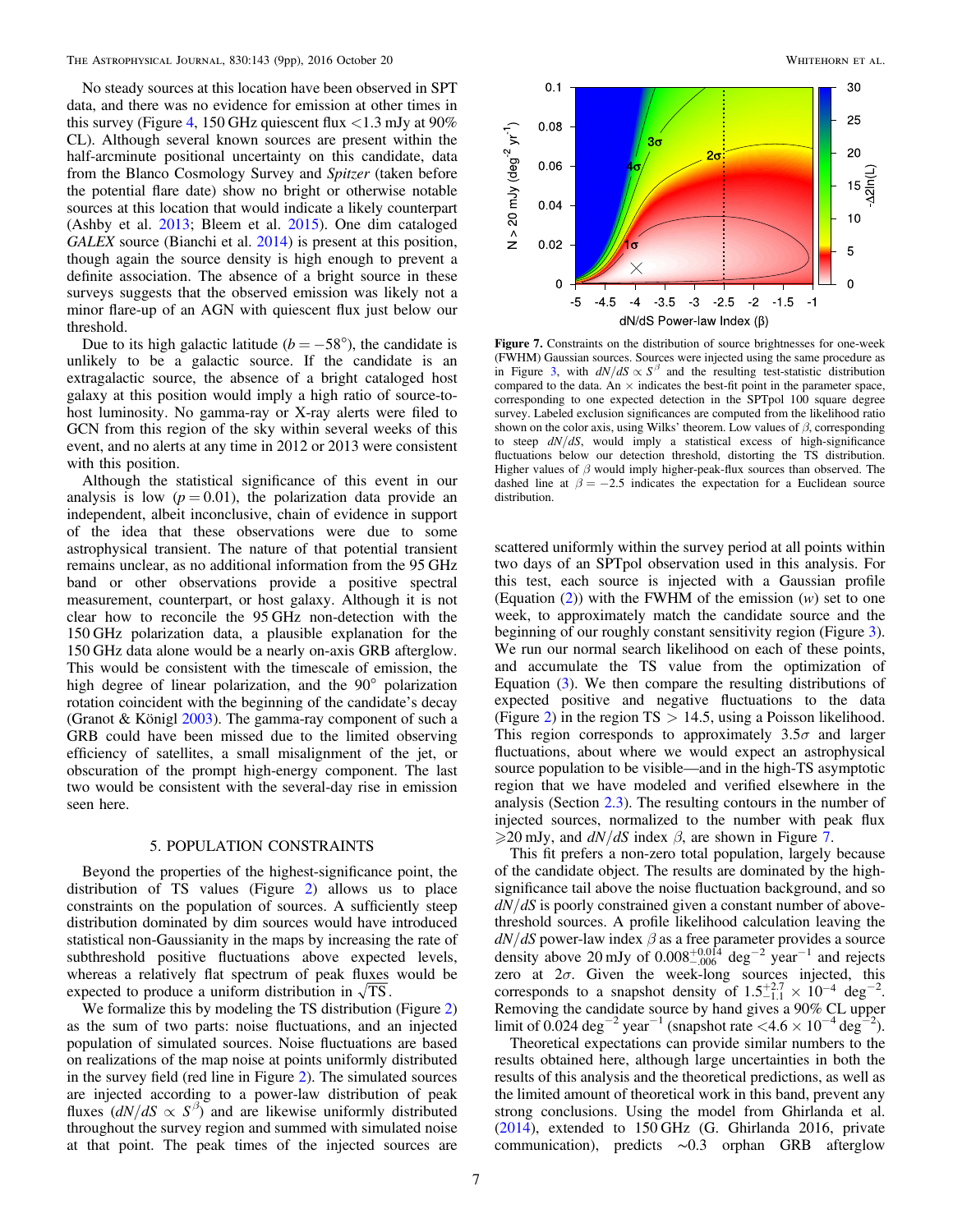No steady sources at this location have been observed in SPT data, and there was no evidence for emission at other times in this survey (Figure 4, 150 GHz quiescent flux <1.3 mJy at 90% CL). Although several known sources are present within the half-arcminute positional uncertainty on this candidate, data from the Blanco Cosmology Survey and *Spitzer* (taken before the potential flare date) show no bright or otherwise notable sources at this location that would indicate a likely counterpart (Ashby et al. 2013; Bleem et al. 2015). One dim cataloged *GALEX* source (Bianchi et al. 2014) is present at this position, though again the source density is high enough to prevent a definite association. The absence of a bright source in these surveys suggests that the observed emission was likely not a minor flare-up of an AGN with quiescent flux just below our threshold.

Due to its high galactic latitude ($b = -58°$), the candidate is unlikely to be a galactic source. If the candidate is an extragalactic source, the absence of a bright cataloged host galaxy at this position would imply a high ratio of source-to-host luminosity. No gamma-ray or X-ray alerts were filed to GCN from this region of the sky within several weeks of this event, and no alerts at any time in 2012 or 2013 were consistent with this position.

Although the statistical significance of this event in our analysis is low ($p = 0.01$), the polarization data provide an independent, albeit inconclusive, chain of evidence in support of the idea that these observations were due to some astrophysical transient. The nature of that potential transient remains unclear, as no additional information from the 95 GHz band or other observations provide a positive spectral measurement, counterpart, or host galaxy. Although it is not clear how to reconcile the 95 GHz non-detection with the 150 GHz polarization data, a plausible explanation for the 150 GHz data alone would be a nearly on-axis GRB afterglow. This would be consistent with the timescale of emission, the high degree of linear polarization, and the 90° polarization rotation coincident with the beginning of the candidate's decay (Granot & Königl 2003). The gamma-ray component of such a GRB could have been missed due to the limited observing efficiency of satellites, a small misalignment of the jet, or obscuration of the prompt high-energy component. The last two would be consistent with the several-day rise in emission seen here.

## 5. POPULATION CONSTRAINTS

Beyond the properties of the highest-significance point, the distribution of TS values (Figure 2) allows us to place constraints on the population of sources. A sufficiently steep distribution dominated by dim sources would have introduced statistical non-Gaussianity in the maps by increasing the rate of subthreshold positive fluctuations above expected levels, whereas a relatively flat spectrum of peak fluxes would be expected to produce a uniform distribution in $\sqrt{\mathrm{TS}}$.

We formalize this by modeling the TS distribution (Figure 2) as the sum of two parts: noise fluctuations, and an injected population of simulated sources. Noise fluctuations are based on realizations of the map noise at points uniformly distributed in the survey field (red line in Figure 2). The simulated sources are injected according to a power-law distribution of peak fluxes ($dN/dS \propto S^{\beta}$) and are likewise uniformly distributed throughout the survey region and summed with simulated noise at that point. The peak times of the injected sources are scattered uniformly within the survey period at all points within two days of an SPTpol observation used in this analysis. For this test, each source is injected with a Gaussian profile (Equation (2)) with the FWHM of the emission ($w$) set to one week, to approximately match the candidate source and the beginning of our roughly constant sensitivity region (Figure 3). We run our normal search likelihood on each of these points, and accumulate the TS value from the optimization of Equation (3). We then compare the resulting distributions of expected positive and negative fluctuations to the data (Figure 2) in the region TS > 14.5, using a Poisson likelihood. This region corresponds to approximately $3.5\sigma$ and larger fluctuations, about where we would expect an astrophysical source population to be visible—and in the high-TS asymptotic region that we have modeled and verified elsewhere in the analysis (Section 2.3). The resulting contours in the number of injected sources, normalized to the number with peak flux $\geqslant$20 mJy, and $dN/dS$ index $\beta$, are shown in Figure 7.

Figure 7. Constraints on the distribution of source brightnesses for one-week (FWHM) Gaussian sources. Sources were injected using the same procedure as in Figure 3, with $dN/dS \propto S^{\beta}$ and the resulting test-statistic distribution compared to the data. An × indicates the best-fit point in the parameter space, corresponding to one expected detection in the SPTpol 100 square degree survey. Labeled exclusion significances are computed from the likelihood ratio shown on the color axis, using Wilks' theorem. Low values of $\beta$, corresponding to steep $dN/dS$, would imply a statistical excess of high-significance fluctuations below our detection threshold, distorting the TS distribution. Higher values of $\beta$ would imply higher-peak-flux sources than observed. The dashed line at $\beta = -2.5$ indicates the expectation for a Euclidean source distribution.

This fit prefers a non-zero total population, largely because of the candidate object. The results are dominated by the high-significance tail above the noise fluctuation background, and so $dN/dS$ is poorly constrained given a constant number of above-threshold sources. A profile likelihood calculation leaving the $dN/dS$ power-law index $\beta$ as a free parameter provides a source density above 20 mJy of $0.008^{+0.014}_{-.006}$ deg$^{-2}$ year$^{-1}$ and rejects zero at $2\sigma$. Given the week-long sources injected, this corresponds to a snapshot density of $1.5^{+2.7}_{-1.1} \times 10^{-4}$ deg$^{-2}$. Removing the candidate source by hand gives a 90% CL upper limit of 0.024 deg$^{-2}$ year$^{-1}$ (snapshot rate $<4.6 \times 10^{-4}$ deg$^{-2}$).

Theoretical expectations can provide similar numbers to the results obtained here, although large uncertainties in both the results of this analysis and the theoretical predictions, as well as the limited amount of theoretical work in this band, prevent any strong conclusions. Using the model from Ghirlanda et al. (2014), extended to 150 GHz (G. Ghirlanda 2016, private communication), predicts ~0.3 orphan GRB afterglow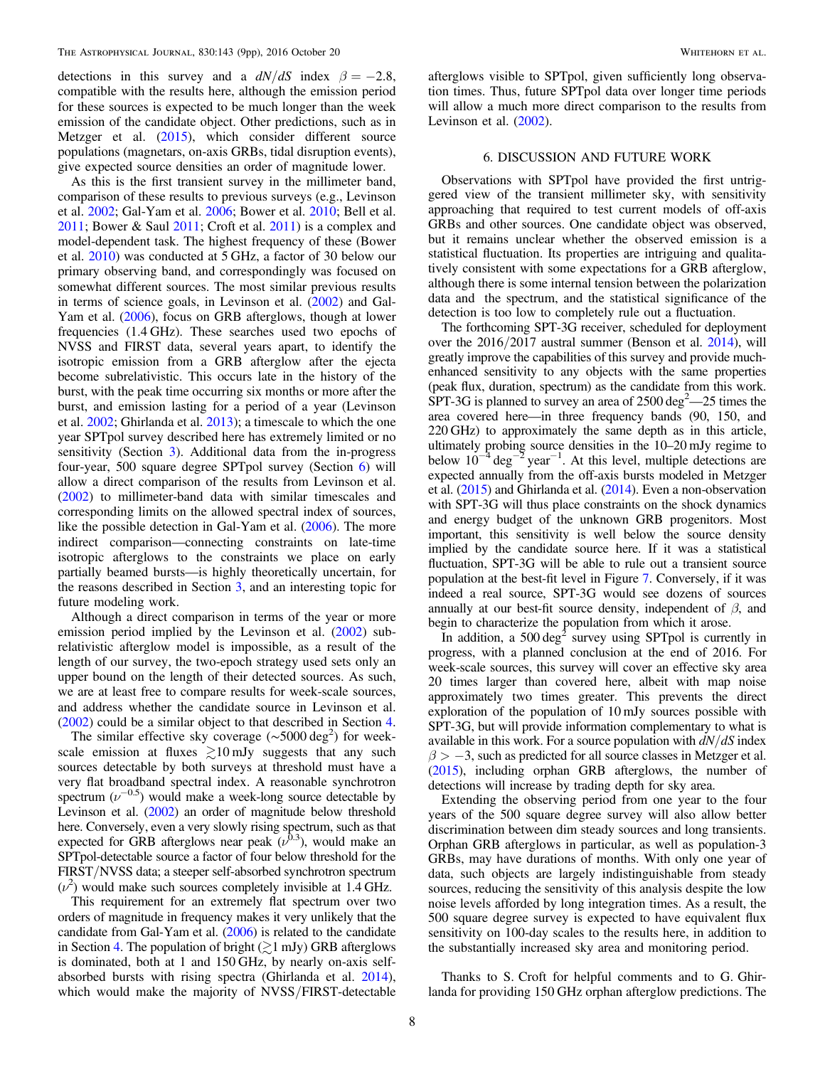detections in this survey and a $dN/dS$ index $\beta = -2.8$, compatible with the results here, although the emission period for these sources is expected to be much longer than the week emission of the candidate object. Other predictions, such as in Metzger et al. (2015), which consider different source populations (magnetars, on-axis GRBs, tidal disruption events), give expected source densities an order of magnitude lower.

As this is the first transient survey in the millimeter band, comparison of these results to previous surveys (e.g., Levinson et al. 2002; Gal-Yam et al. 2006; Bower et al. 2010; Bell et al. 2011; Bower & Saul 2011; Croft et al. 2011) is a complex and model-dependent task. The highest frequency of these (Bower et al. 2010) was conducted at 5 GHz, a factor of 30 below our primary observing band, and correspondingly was focused on somewhat different sources. The most similar previous results in terms of science goals, in Levinson et al. (2002) and Gal-Yam et al. (2006), focus on GRB afterglows, though at lower frequencies (1.4 GHz). These searches used two epochs of NVSS and FIRST data, several years apart, to identify the isotropic emission from a GRB afterglow after the ejecta become subrelativistic. This occurs late in the history of the burst, with the peak time occurring six months or more after the burst, and emission lasting for a period of a year (Levinson et al. 2002; Ghirlanda et al. 2013); a timescale to which the one year SPTpol survey described here has extremely limited or no sensitivity (Section 3). Additional data from the in-progress four-year, 500 square degree SPTpol survey (Section 6) will allow a direct comparison of the results from Levinson et al. (2002) to millimeter-band data with similar timescales and corresponding limits on the allowed spectral index of sources, like the possible detection in Gal-Yam et al. (2006). The more indirect comparison—connecting constraints on late-time isotropic afterglows to the constraints we place on early partially beamed bursts—is highly theoretically uncertain, for the reasons described in Section 3, and an interesting topic for future modeling work.

Although a direct comparison in terms of the year or more emission period implied by the Levinson et al. (2002) sub-relativistic afterglow model is impossible, as a result of the length of our survey, the two-epoch strategy used sets only an upper bound on the length of their detected sources. As such, we are at least free to compare results for week-scale sources, and address whether the candidate source in Levinson et al. (2002) could be a similar object to that described in Section 4.

The similar effective sky coverage ($\sim$5000 deg$^2$) for week-scale emission at fluxes $\gtrsim$10 mJy suggests that any such sources detectable by both surveys at threshold must have a very flat broadband spectral index. A reasonable synchrotron spectrum ($\nu^{-0.5}$) would make a week-long source detectable by Levinson et al. (2002) an order of magnitude below threshold here. Conversely, even a very slowly rising spectrum, such as that expected for GRB afterglows near peak ($\nu^{0.3}$), would make an SPTpol-detectable source a factor of four below threshold for the FIRST/NVSS data; a steeper self-absorbed synchrotron spectrum ($\nu^2$) would make such sources completely invisible at 1.4 GHz.

This requirement for an extremely flat spectrum over two orders of magnitude in frequency makes it very unlikely that the candidate from Gal-Yam et al. (2006) is related to the candidate in Section 4. The population of bright ($\gtrsim$1 mJy) GRB afterglows is dominated, both at 1 and 150 GHz, by nearly on-axis self-absorbed bursts with rising spectra (Ghirlanda et al. 2014), which would make the majority of NVSS/FIRST-detectable afterglows visible to SPTpol, given sufficiently long observation times. Thus, future SPTpol data over longer time periods will allow a much more direct comparison to the results from Levinson et al. (2002).

## 6. DISCUSSION AND FUTURE WORK

Observations with SPTpol have provided the first untriggered view of the transient millimeter sky, with sensitivity approaching that required to test current models of off-axis GRBs and other sources. One candidate object was observed, but it remains unclear whether the observed emission is a statistical fluctuation. Its properties are intriguing and qualitatively consistent with some expectations for a GRB afterglow, although there is some internal tension between the polarization data and the spectrum, and the statistical significance of the detection is too low to completely rule out a fluctuation.

The forthcoming SPT-3G receiver, scheduled for deployment over the 2016/2017 austral summer (Benson et al. 2014), will greatly improve the capabilities of this survey and provide much-enhanced sensitivity to any objects with the same properties (peak flux, duration, spectrum) as the candidate from this work. SPT-3G is planned to survey an area of 2500 deg$^2$—25 times the area covered here—in three frequency bands (90, 150, and 220 GHz) to approximately the same depth as in this article, ultimately probing source densities in the 10–20 mJy regime to below $10^{-4}$ deg$^{-2}$ year$^{-1}$. At this level, multiple detections are expected annually from the off-axis bursts modeled in Metzger et al. (2015) and Ghirlanda et al. (2014). Even a non-observation with SPT-3G will thus place constraints on the shock dynamics and energy budget of the unknown GRB progenitors. Most important, this sensitivity is well below the source density implied by the candidate source here. If it was a statistical fluctuation, SPT-3G will be able to rule out a transient source population at the best-fit level in Figure 7. Conversely, if it was indeed a real source, SPT-3G would see dozens of sources annually at our best-fit source density, independent of $\beta$, and begin to characterize the population from which it arose.

In addition, a 500 deg$^2$ survey using SPTpol is currently in progress, with a planned conclusion at the end of 2016. For week-scale sources, this survey will cover an effective sky area 20 times larger than covered here, albeit with map noise approximately two times greater. This prevents the direct exploration of the population of 10 mJy sources possible with SPT-3G, but will provide information complementary to what is available in this work. For a source population with $dN/dS$ index $\beta > -3$, such as predicted for all source classes in Metzger et al. (2015), including orphan GRB afterglows, the number of detections will increase by trading depth for sky area.

Extending the observing period from one year to the four years of the 500 square degree survey will also allow better discrimination between dim steady sources and long transients. Orphan GRB afterglows in particular, as well as population-3 GRBs, may have durations of months. With only one year of data, such objects are largely indistinguishable from steady sources, reducing the sensitivity of this analysis despite the low noise levels afforded by long integration times. As a result, the 500 square degree survey is expected to have equivalent flux sensitivity on 100-day scales to the results here, in addition to the substantially increased sky area and monitoring period.

Thanks to S. Croft for helpful comments and to G. Ghirlanda for providing 150 GHz orphan afterglow predictions. The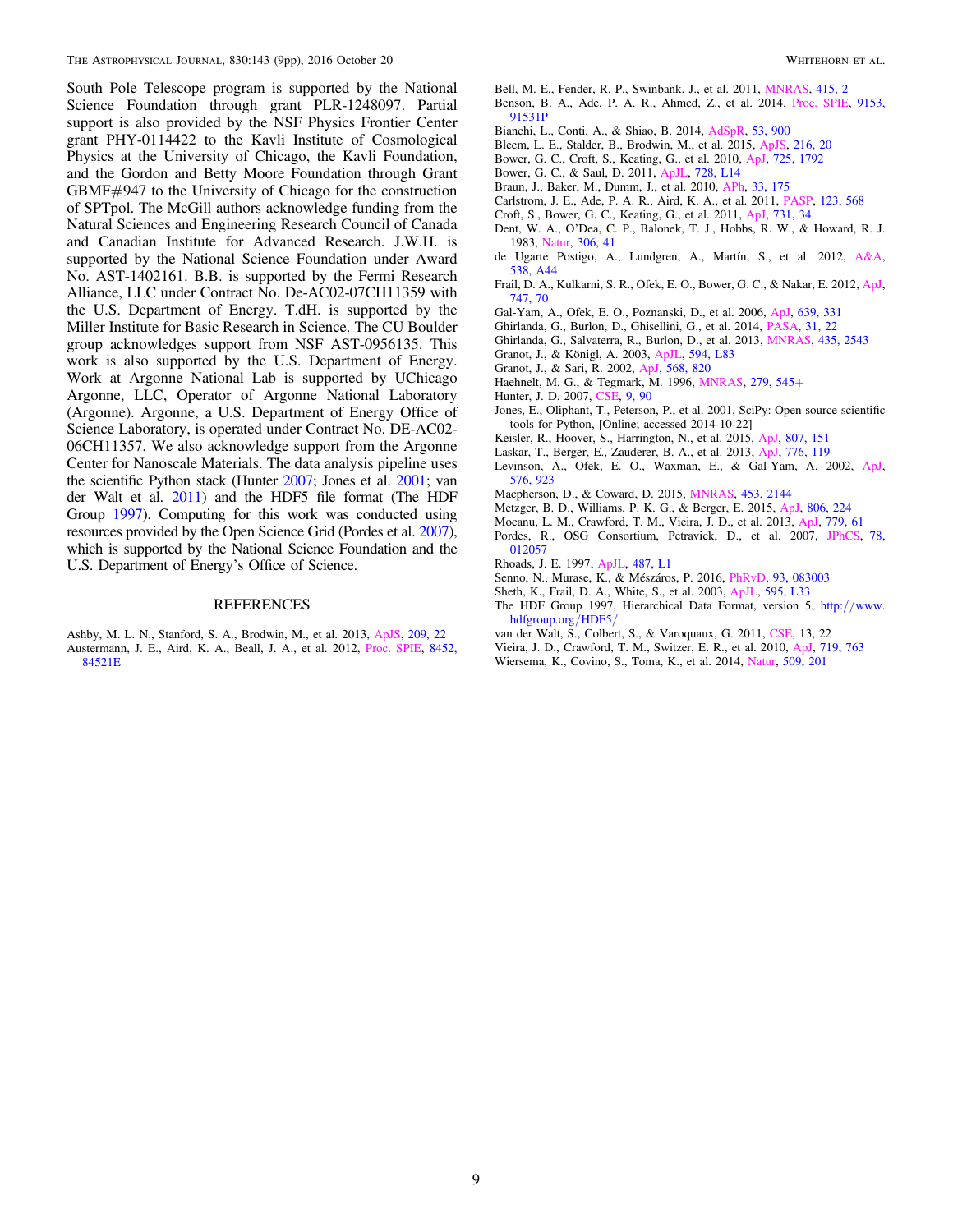South Pole Telescope program is supported by the National Science Foundation through grant PLR-1248097. Partial support is also provided by the NSF Physics Frontier Center grant PHY-0114422 to the Kavli Institute of Cosmological Physics at the University of Chicago, the Kavli Foundation, and the Gordon and Betty Moore Foundation through Grant GBMF#947 to the University of Chicago for the construction of SPTpol. The McGill authors acknowledge funding from the Natural Sciences and Engineering Research Council of Canada and Canadian Institute for Advanced Research. J.W.H. is supported by the National Science Foundation under Award No. AST-1402161. B.B. is supported by the Fermi Research Alliance, LLC under Contract No. De-AC02-07CH11359 with the U.S. Department of Energy. T.dH. is supported by the Miller Institute for Basic Research in Science. The CU Boulder group acknowledges support from NSF AST-0956135. This work is also supported by the U.S. Department of Energy. Work at Argonne National Lab is supported by UChicago Argonne, LLC, Operator of Argonne National Laboratory (Argonne). Argonne, a U.S. Department of Energy Office of Science Laboratory, is operated under Contract No. DE-AC02-06CH11357. We also acknowledge support from the Argonne Center for Nanoscale Materials. The data analysis pipeline uses the scientific Python stack (Hunter 2007; Jones et al. 2001; van der Walt et al. 2011) and the HDF5 file format (The HDF Group 1997). Computing for this work was conducted using resources provided by the Open Science Grid (Pordes et al. 2007), which is supported by the National Science Foundation and the U.S. Department of Energy's Office of Science.

## REFERENCES

Ashby, M. L. N., Stanford, S. A., Brodwin, M., et al. 2013, ApJS, 209, 22
Austermann, J. E., Aird, K. A., Beall, J. A., et al. 2012, Proc. SPIE, 8452, 84521E
Bell, M. E., Fender, R. P., Swinbank, J., et al. 2011, MNRAS, 415, 2
Benson, B. A., Ade, P. A. R., Ahmed, Z., et al. 2014, Proc. SPIE, 9153, 91531P
Bianchi, L., Conti, A., & Shiao, B. 2014, AdSpR, 53, 900
Bleem, L. E., Stalder, B., Brodwin, M., et al. 2015, ApJS, 216, 20
Bower, G. C., Croft, S., Keating, G., et al. 2010, ApJ, 725, 1792
Bower, G. C., & Saul, D. 2011, ApJL, 728, L14
Braun, J., Baker, M., Dumm, J., et al. 2010, APh, 33, 175
Carlstrom, J. E., Ade, P. A. R., Aird, K. A., et al. 2011, PASP, 123, 568
Croft, S., Bower, G. C., Keating, G., et al. 2011, ApJ, 731, 34
Dent, W. A., O'Dea, C. P., Balonek, T. J., Hobbs, R. W., & Howard, R. J. 1983, Natur, 306, 41
de Ugarte Postigo, A., Lundgren, A., Martín, S., et al. 2012, A&A, 538, A44
Frail, D. A., Kulkarni, S. R., Ofek, E. O., Bower, G. C., & Nakar, E. 2012, ApJ, 747, 70
Gal-Yam, A., Ofek, E. O., Poznanski, D., et al. 2006, ApJ, 639, 331
Ghirlanda, G., Burlon, D., Ghisellini, G., et al. 2014, PASA, 31, 22
Ghirlanda, G., Salvaterra, R., Burlon, D., et al. 2013, MNRAS, 435, 2543
Granot, J., & Königl, A. 2003, ApJL, 594, L83
Granot, J., & Sari, R. 2002, ApJ, 568, 820
Haehnelt, M. G., & Tegmark, M. 1996, MNRAS, 279, 545+
Hunter, J. D. 2007, CSE, 9, 90
Jones, E., Oliphant, T., Peterson, P., et al. 2001, SciPy: Open source scientific tools for Python, [Online; accessed 2014-10-22]
Keisler, R., Hoover, S., Harrington, N., et al. 2015, ApJ, 807, 151
Laskar, T., Berger, E., Zauderer, B. A., et al. 2013, ApJ, 776, 119
Levinson, A., Ofek, E. O., Waxman, E., & Gal-Yam, A. 2002, ApJ, 576, 923
Macpherson, D., & Coward, D. 2015, MNRAS, 453, 2144
Metzger, B. D., Williams, P. K. G., & Berger, E. 2015, ApJ, 806, 224
Mocanu, L. M., Crawford, T. M., Vieira, J. D., et al. 2013, ApJ, 779, 61
Pordes, R., OSG Consortium, Petravick, D., et al. 2007, JPhCS, 78, 012057
Rhoads, J. E. 1997, ApJL, 487, L1
Senno, N., Murase, K., & Mészáros, P. 2016, PhRvD, 93, 083003
Sheth, K., Frail, D. A., White, S., et al. 2003, ApJL, 595, L33
The HDF Group 1997, Hierarchical Data Format, version 5, http://www.hdfgroup.org/HDF5/
van der Walt, S., Colbert, S., & Varoquaux, G. 2011, CSE, 13, 22
Vieira, J. D., Crawford, T. M., Switzer, E. R., et al. 2010, ApJ, 719, 763
Wiersema, K., Covino, S., Toma, K., et al. 2014, Natur, 509, 201